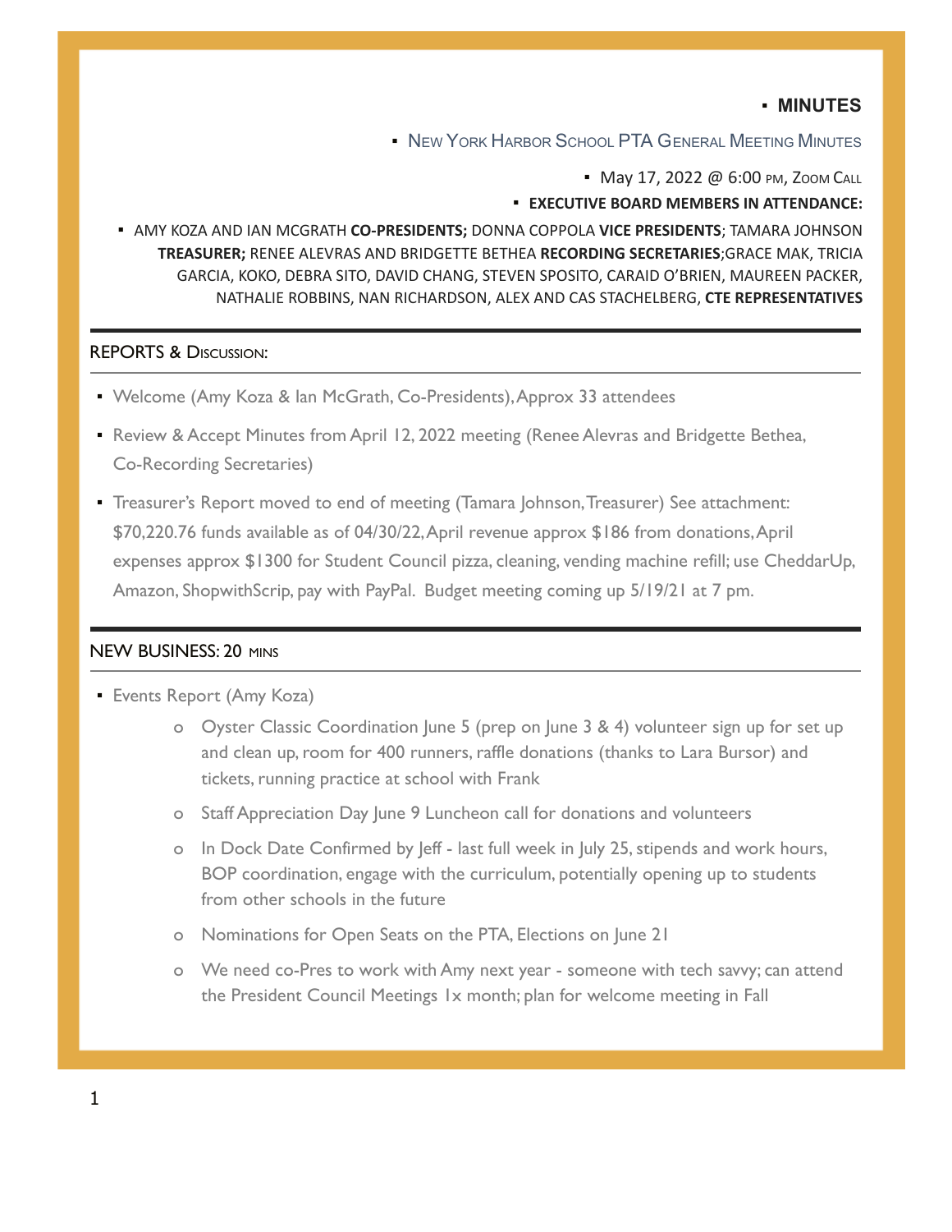# MINUTES

## New York Harbor School PTA General Meeting Minutes

May 17, 2022 @ 6:00 pm, Zoom Call

**EXECUTIVE BOARD MEMBERS IN ATTENDANCE:**

AMY KOZA AND IAN MCGRATH **CO-PRESIDENTS;** DONNA COPPOLA **VICE PRESIDENTS**; TAMARA JOHNSON **TREASURER;** RENEE ALEVRAS AND BRIDGETTE BETHEA **RECORDING SECRETARIES**;GRACE MAK, TRICIA GARCIA, KOKO, DEBRA SITO, DAVID CHANG, STEVEN SPOSITO, CARAID O'BRIEN, MAUREEN PACKER, NATHALIE ROBBINS, NAN RICHARDSON, ALEX AND CAS STACHELBERG, **CTE REPRESENTATIVES**

## REPORTS & Discussion:

- Welcome (Amy Koza & Ian McGrath, Co-Presidents), Approx 33 attendees
- Review & Accept Minutes from April 12, 2022 meeting (Renee Alevras and Bridgette Bethea, Co-Recording Secretaries)
- Treasurer's Report moved to end of meeting (Tamara Johnson, Treasurer) See attachment: $70,220.76 funds available as of 04/30/22, April revenue approx $186 from donations, April expenses approx $1300 for Student Council pizza, cleaning, vending machine refill; use CheddarUp, Amazon, ShopwithScrip, pay with PayPal. Budget meeting coming up 5/19/21 at 7 pm.

## NEW BUSINESS: 20 mins

- Events Report (Amy Koza)
  - Oyster Classic Coordination June 5 (prep on June 3 & 4) volunteer sign up for set up and clean up, room for 400 runners, raffle donations (thanks to Lara Bursor) and tickets, running practice at school with Frank
  - Staff Appreciation Day June 9 Luncheon call for donations and volunteers
  - In Dock Date Confirmed by Jeff - last full week in July 25, stipends and work hours, BOP coordination, engage with the curriculum, potentially opening up to students from other schools in the future
  - Nominations for Open Seats on the PTA, Elections on June 21
  - We need co-Pres to work with Amy next year - someone with tech savvy; can attend the President Council Meetings 1x month; plan for welcome meeting in Fall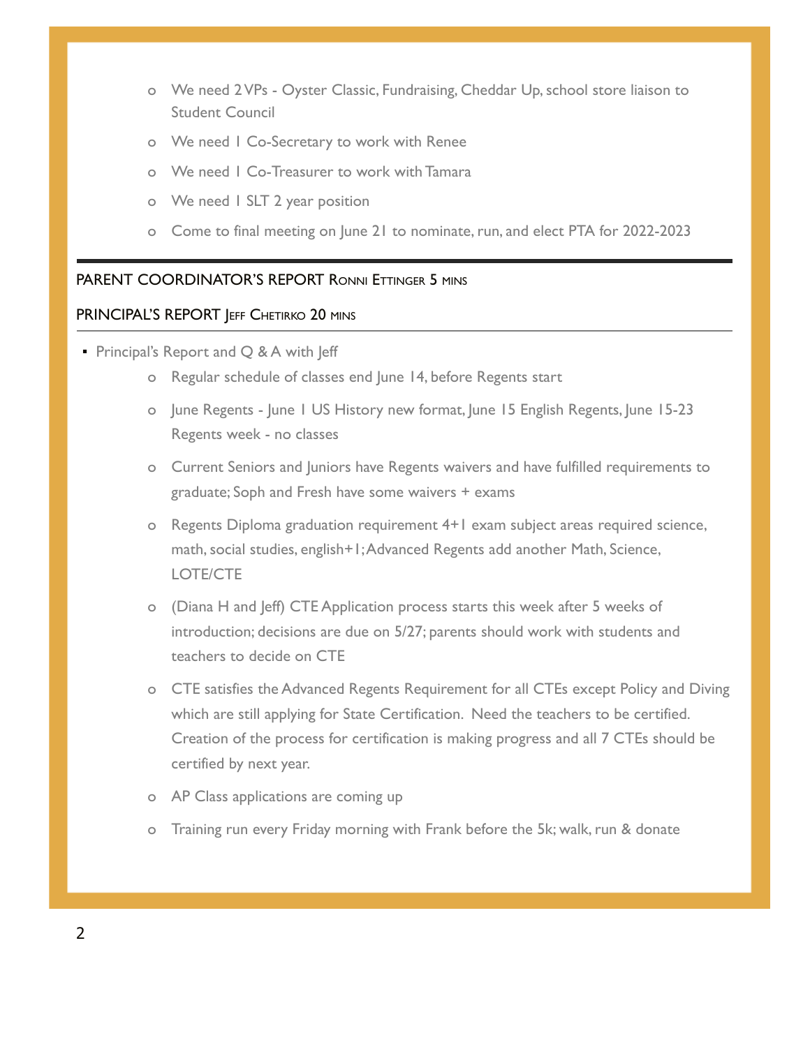- We need 2 VPs - Oyster Classic, Fundraising, Cheddar Up, school store liaison to Student Council
- We need 1 Co-Secretary to work with Renee
- We need 1 Co-Treasurer to work with Tamara
- We need 1 SLT 2 year position
- Come to final meeting on June 21 to nominate, run, and elect PTA for 2022-2023

---

**PARENT COORDINATOR'S REPORT** Ronni Ettinger 5 mins

**PRINCIPAL'S REPORT** Jeff Chetirko 20 mins

- Principal's Report and Q & A with Jeff
  - Regular schedule of classes end June 14, before Regents start
  - June Regents - June 1 US History new format, June 15 English Regents, June 15-23 Regents week - no classes
  - Current Seniors and Juniors have Regents waivers and have fulfilled requirements to graduate; Soph and Fresh have some waivers + exams
  - Regents Diploma graduation requirement 4+1 exam subject areas required science, math, social studies, english+1; Advanced Regents add another Math, Science, LOTE/CTE
  - (Diana H and Jeff) CTE Application process starts this week after 5 weeks of introduction; decisions are due on 5/27; parents should work with students and teachers to decide on CTE
  - CTE satisfies the Advanced Regents Requirement for all CTEs except Policy and Diving which are still applying for State Certification. Need the teachers to be certified. Creation of the process for certification is making progress and all 7 CTEs should be certified by next year.
  - AP Class applications are coming up
  - Training run every Friday morning with Frank before the 5k; walk, run & donate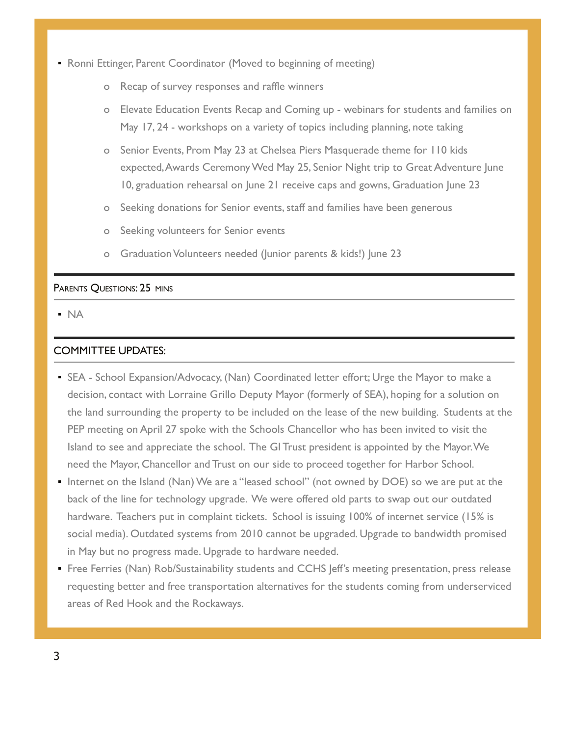- Ronni Ettinger, Parent Coordinator (Moved to beginning of meeting)
  - Recap of survey responses and raffle winners
  - Elevate Education Events Recap and Coming up - webinars for students and families on May 17, 24 - workshops on a variety of topics including planning, note taking
  - Senior Events, Prom May 23 at Chelsea Piers Masquerade theme for 110 kids expected, Awards Ceremony Wed May 25, Senior Night trip to Great Adventure June 10, graduation rehearsal on June 21 receive caps and gowns, Graduation June 23
  - Seeking donations for Senior events, staff and families have been generous
  - Seeking volunteers for Senior events
  - Graduation Volunteers needed (Junior parents & kids!) June 23

## Parents Questions: 25 mins

- NA

## COMMITTEE UPDATES:

- SEA - School Expansion/Advocacy, (Nan) Coordinated letter effort; Urge the Mayor to make a decision, contact with Lorraine Grillo Deputy Mayor (formerly of SEA), hoping for a solution on the land surrounding the property to be included on the lease of the new building. Students at the PEP meeting on April 27 spoke with the Schools Chancellor who has been invited to visit the Island to see and appreciate the school. The GI Trust president is appointed by the Mayor. We need the Mayor, Chancellor and Trust on our side to proceed together for Harbor School.
- Internet on the Island (Nan) We are a "leased school" (not owned by DOE) so we are put at the back of the line for technology upgrade. We were offered old parts to swap out our outdated hardware. Teachers put in complaint tickets. School is issuing 100% of internet service (15% is social media). Outdated systems from 2010 cannot be upgraded. Upgrade to bandwidth promised in May but no progress made. Upgrade to hardware needed.
- Free Ferries (Nan) Rob/Sustainability students and CCHS Jeff's meeting presentation, press release requesting better and free transportation alternatives for the students coming from underserviced areas of Red Hook and the Rockaways.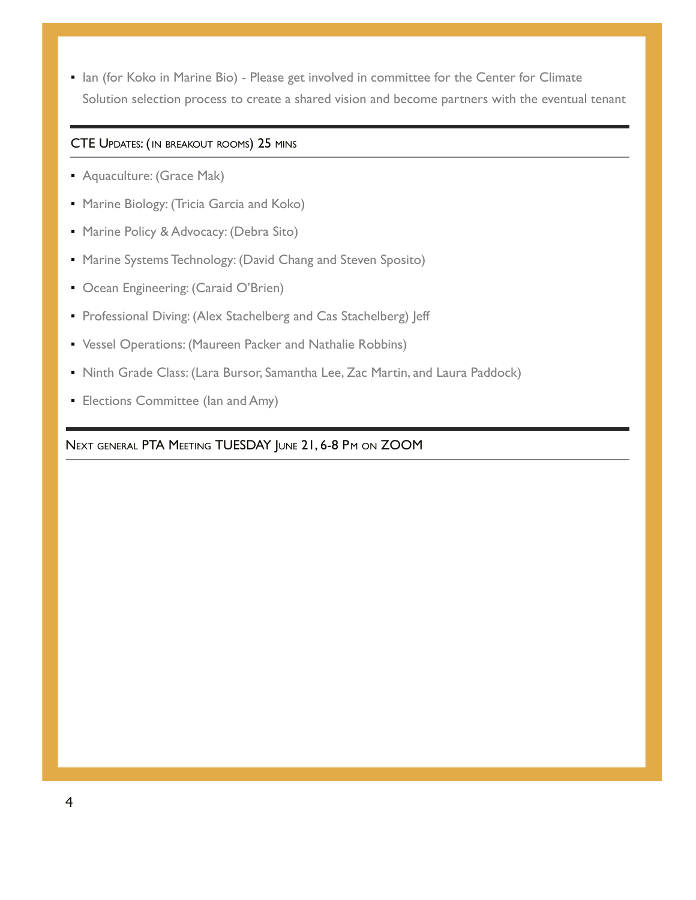- Ian (for Koko in Marine Bio) - Please get involved in committee for the Center for Climate Solution selection process to create a shared vision and become partners with the eventual tenant

## CTE Updates: (in breakout rooms) 25 mins

- Aquaculture: (Grace Mak)
- Marine Biology: (Tricia Garcia and Koko)
- Marine Policy & Advocacy: (Debra Sito)
- Marine Systems Technology: (David Chang and Steven Sposito)
- Ocean Engineering: (Caraid O'Brien)
- Professional Diving: (Alex Stachelberg and Cas Stachelberg) Jeff
- Vessel Operations: (Maureen Packer and Nathalie Robbins)
- Ninth Grade Class: (Lara Bursor, Samantha Lee, Zac Martin, and Laura Paddock)
- Elections Committee (Ian and Amy)

## Next general PTA Meeting TUESDAY June 21, 6-8 Pm on ZOOM